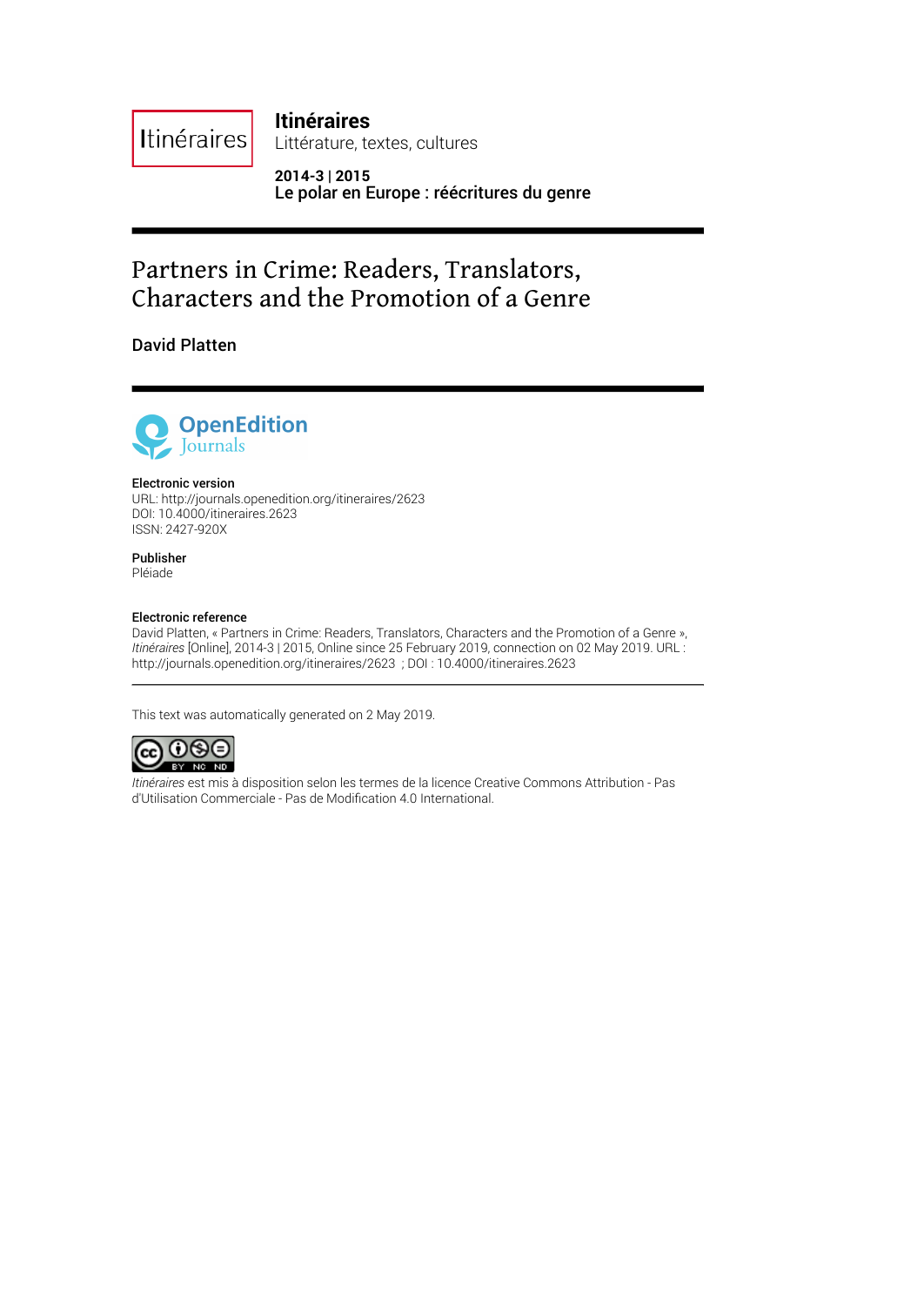**Itinéraires**
Littérature, textes, cultures

**2014-3 | 2015**
**Le polar en Europe : réécritures du genre**

# Partners in Crime: Readers, Translators, Characters and the Promotion of a Genre

**David Platten**

**Electronic version**
URL: http://journals.openedition.org/itineraires/2623
DOI: 10.4000/itineraires.2623
ISSN: 2427-920X

**Publisher**
Pléiade

**Electronic reference**
David Platten, « Partners in Crime: Readers, Translators, Characters and the Promotion of a Genre », *Itinéraires* [Online], 2014-3 | 2015, Online since 25 February 2019, connection on 02 May 2019. URL : http://journals.openedition.org/itineraires/2623 ; DOI : 10.4000/itineraires.2623

---

This text was automatically generated on 2 May 2019.

*Itinéraires* est mis à disposition selon les termes de la licence Creative Commons Attribution - Pas d'Utilisation Commerciale - Pas de Modification 4.0 International.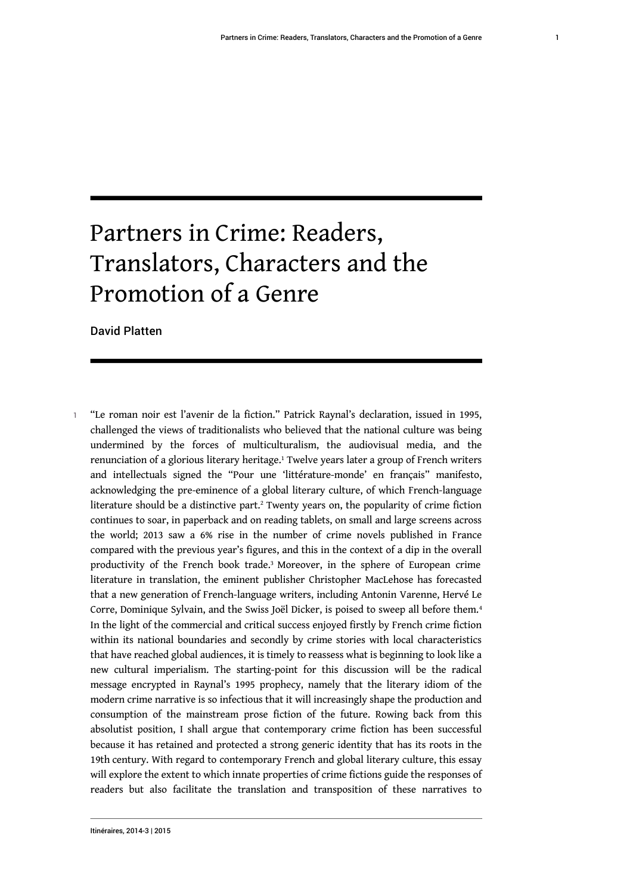# Partners in Crime: Readers, Translators, Characters and the Promotion of a Genre

David Platten

1 "Le roman noir est l'avenir de la fiction." Patrick Raynal's declaration, issued in 1995, challenged the views of traditionalists who believed that the national culture was being undermined by the forces of multiculturalism, the audiovisual media, and the renunciation of a glorious literary heritage.[1] Twelve years later a group of French writers and intellectuals signed the "Pour une 'littérature-monde' en français" manifesto, acknowledging the pre-eminence of a global literary culture, of which French-language literature should be a distinctive part.[2] Twenty years on, the popularity of crime fiction continues to soar, in paperback and on reading tablets, on small and large screens across the world; 2013 saw a 6% rise in the number of crime novels published in France compared with the previous year's figures, and this in the context of a dip in the overall productivity of the French book trade.[3] Moreover, in the sphere of European crime literature in translation, the eminent publisher Christopher MacLehose has forecasted that a new generation of French-language writers, including Antonin Varenne, Hervé Le Corre, Dominique Sylvain, and the Swiss Joël Dicker, is poised to sweep all before them.[4] In the light of the commercial and critical success enjoyed firstly by French crime fiction within its national boundaries and secondly by crime stories with local characteristics that have reached global audiences, it is timely to reassess what is beginning to look like a new cultural imperialism. The starting-point for this discussion will be the radical message encrypted in Raynal's 1995 prophecy, namely that the literary idiom of the modern crime narrative is so infectious that it will increasingly shape the production and consumption of the mainstream prose fiction of the future. Rowing back from this absolutist position, I shall argue that contemporary crime fiction has been successful because it has retained and protected a strong generic identity that has its roots in the 19th century. With regard to contemporary French and global literary culture, this essay will explore the extent to which innate properties of crime fictions guide the responses of readers but also facilitate the translation and transposition of these narratives to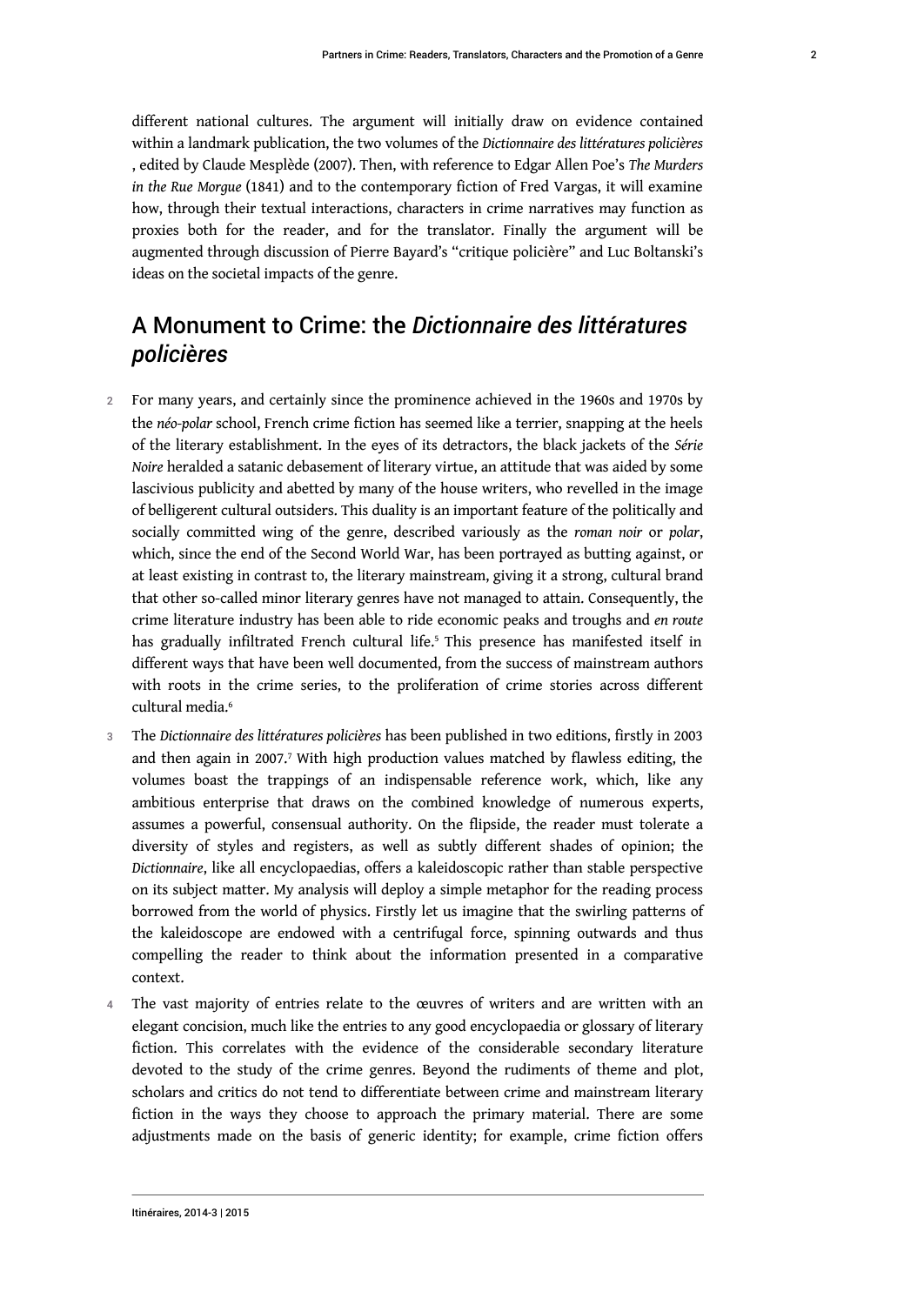different national cultures. The argument will initially draw on evidence contained within a landmark publication, the two volumes of the *Dictionnaire des littératures policières* , edited by Claude Mesplède (2007). Then, with reference to Edgar Allen Poe's *The Murders in the Rue Morgue* (1841) and to the contemporary fiction of Fred Vargas, it will examine how, through their textual interactions, characters in crime narratives may function as proxies both for the reader, and for the translator. Finally the argument will be augmented through discussion of Pierre Bayard's "critique policière" and Luc Boltanski's ideas on the societal impacts of the genre.

## A Monument to Crime: the *Dictionnaire des littératures policières*

2 For many years, and certainly since the prominence achieved in the 1960s and 1970s by the *néo-polar* school, French crime fiction has seemed like a terrier, snapping at the heels of the literary establishment. In the eyes of its detractors, the black jackets of the *Série Noire* heralded a satanic debasement of literary virtue, an attitude that was aided by some lascivious publicity and abetted by many of the house writers, who revelled in the image of belligerent cultural outsiders. This duality is an important feature of the politically and socially committed wing of the genre, described variously as the *roman noir* or *polar*, which, since the end of the Second World War, has been portrayed as butting against, or at least existing in contrast to, the literary mainstream, giving it a strong, cultural brand that other so-called minor literary genres have not managed to attain. Consequently, the crime literature industry has been able to ride economic peaks and troughs and *en route* has gradually infiltrated French cultural life.[5] This presence has manifested itself in different ways that have been well documented, from the success of mainstream authors with roots in the crime series, to the proliferation of crime stories across different cultural media.[6]

3 The *Dictionnaire des littératures policières* has been published in two editions, firstly in 2003 and then again in 2007.[7] With high production values matched by flawless editing, the volumes boast the trappings of an indispensable reference work, which, like any ambitious enterprise that draws on the combined knowledge of numerous experts, assumes a powerful, consensual authority. On the flipside, the reader must tolerate a diversity of styles and registers, as well as subtly different shades of opinion; the *Dictionnaire*, like all encyclopaedias, offers a kaleidoscopic rather than stable perspective on its subject matter. My analysis will deploy a simple metaphor for the reading process borrowed from the world of physics. Firstly let us imagine that the swirling patterns of the kaleidoscope are endowed with a centrifugal force, spinning outwards and thus compelling the reader to think about the information presented in a comparative context.

4 The vast majority of entries relate to the œuvres of writers and are written with an elegant concision, much like the entries to any good encyclopaedia or glossary of literary fiction. This correlates with the evidence of the considerable secondary literature devoted to the study of the crime genres. Beyond the rudiments of theme and plot, scholars and critics do not tend to differentiate between crime and mainstream literary fiction in the ways they choose to approach the primary material. There are some adjustments made on the basis of generic identity; for example, crime fiction offers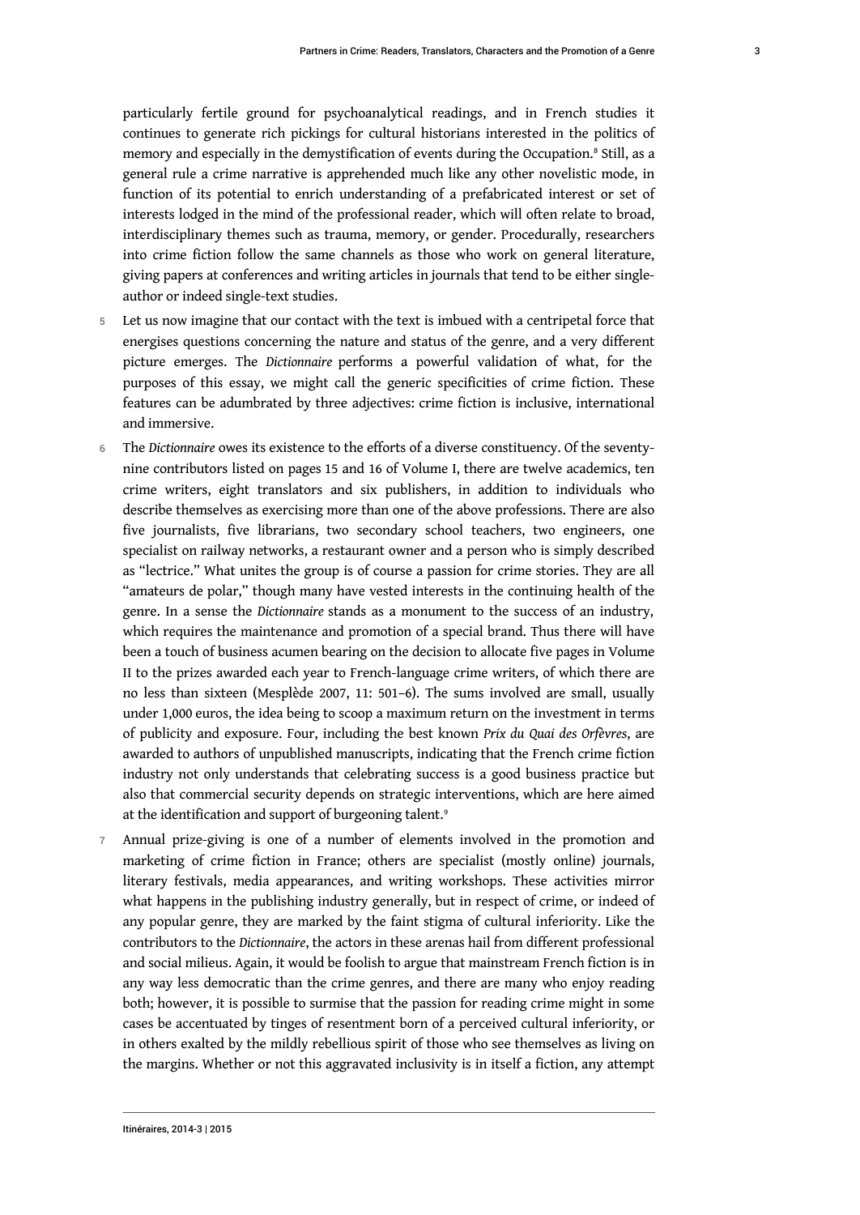particularly fertile ground for psychoanalytical readings, and in French studies it continues to generate rich pickings for cultural historians interested in the politics of memory and especially in the demystification of events during the Occupation.[8] Still, as a general rule a crime narrative is apprehended much like any other novelistic mode, in function of its potential to enrich understanding of a prefabricated interest or set of interests lodged in the mind of the professional reader, which will often relate to broad, interdisciplinary themes such as trauma, memory, or gender. Procedurally, researchers into crime fiction follow the same channels as those who work on general literature, giving papers at conferences and writing articles in journals that tend to be either single-author or indeed single-text studies.

5 Let us now imagine that our contact with the text is imbued with a centripetal force that energises questions concerning the nature and status of the genre, and a very different picture emerges. The *Dictionnaire* performs a powerful validation of what, for the purposes of this essay, we might call the generic specificities of crime fiction. These features can be adumbrated by three adjectives: crime fiction is inclusive, international and immersive.

6 The *Dictionnaire* owes its existence to the efforts of a diverse constituency. Of the seventy-nine contributors listed on pages 15 and 16 of Volume I, there are twelve academics, ten crime writers, eight translators and six publishers, in addition to individuals who describe themselves as exercising more than one of the above professions. There are also five journalists, five librarians, two secondary school teachers, two engineers, one specialist on railway networks, a restaurant owner and a person who is simply described as "lectrice." What unites the group is of course a passion for crime stories. They are all "amateurs de polar," though many have vested interests in the continuing health of the genre. In a sense the *Dictionnaire* stands as a monument to the success of an industry, which requires the maintenance and promotion of a special brand. Thus there will have been a touch of business acumen bearing on the decision to allocate five pages in Volume II to the prizes awarded each year to French-language crime writers, of which there are no less than sixteen (Mesplède 2007, 11: 501–6). The sums involved are small, usually under 1,000 euros, the idea being to scoop a maximum return on the investment in terms of publicity and exposure. Four, including the best known *Prix du Quai des Orfèvres*, are awarded to authors of unpublished manuscripts, indicating that the French crime fiction industry not only understands that celebrating success is a good business practice but also that commercial security depends on strategic interventions, which are here aimed at the identification and support of burgeoning talent.[9]

7 Annual prize-giving is one of a number of elements involved in the promotion and marketing of crime fiction in France; others are specialist (mostly online) journals, literary festivals, media appearances, and writing workshops. These activities mirror what happens in the publishing industry generally, but in respect of crime, or indeed of any popular genre, they are marked by the faint stigma of cultural inferiority. Like the contributors to the *Dictionnaire*, the actors in these arenas hail from different professional and social milieus. Again, it would be foolish to argue that mainstream French fiction is in any way less democratic than the crime genres, and there are many who enjoy reading both; however, it is possible to surmise that the passion for reading crime might in some cases be accentuated by tinges of resentment born of a perceived cultural inferiority, or in others exalted by the mildly rebellious spirit of those who see themselves as living on the margins. Whether or not this aggravated inclusivity is in itself a fiction, any attempt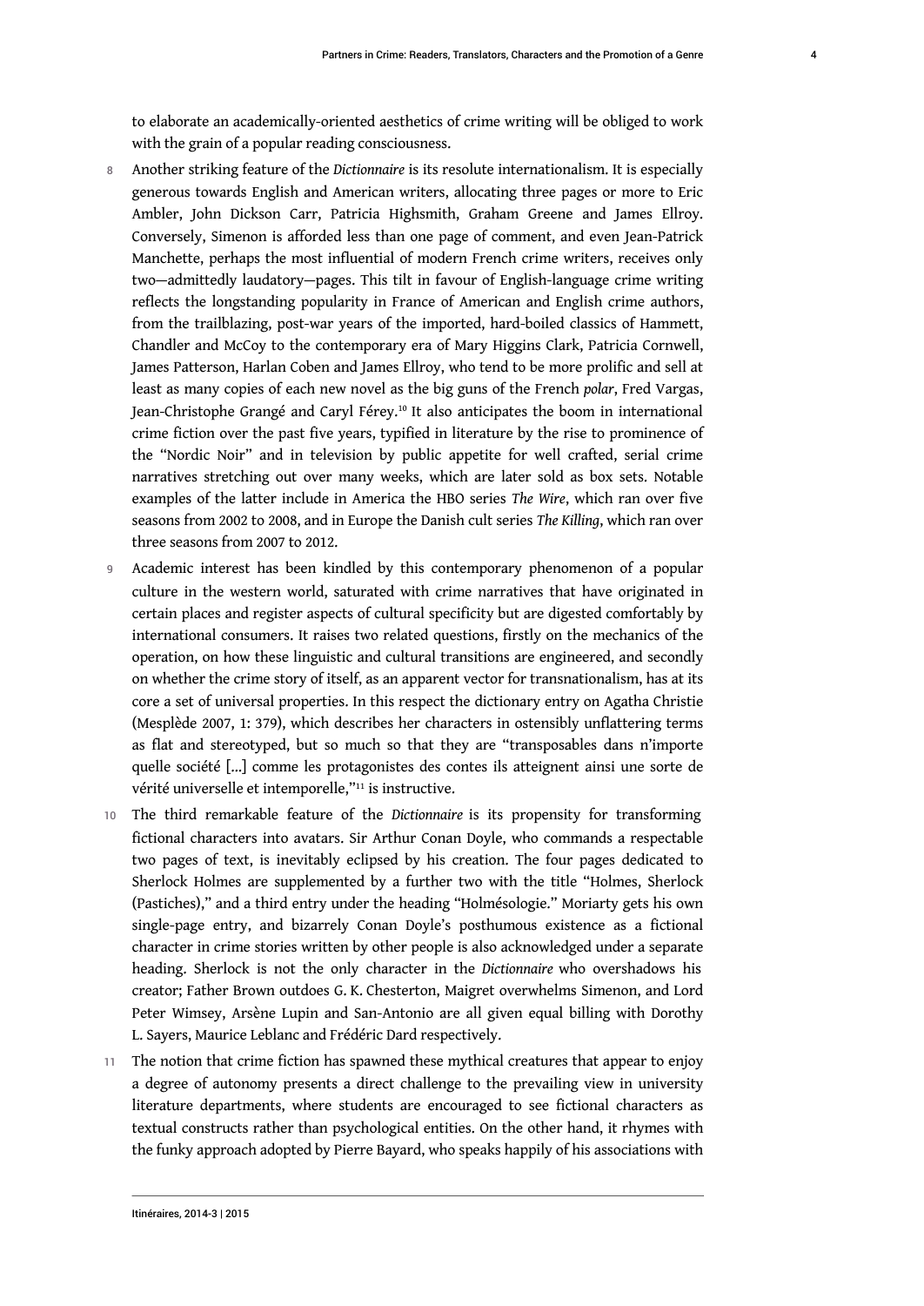to elaborate an academically-oriented aesthetics of crime writing will be obliged to work with the grain of a popular reading consciousness.

8 Another striking feature of the *Dictionnaire* is its resolute internationalism. It is especially generous towards English and American writers, allocating three pages or more to Eric Ambler, John Dickson Carr, Patricia Highsmith, Graham Greene and James Ellroy. Conversely, Simenon is afforded less than one page of comment, and even Jean-Patrick Manchette, perhaps the most influential of modern French crime writers, receives only two—admittedly laudatory—pages. This tilt in favour of English-language crime writing reflects the longstanding popularity in France of American and English crime authors, from the trailblazing, post-war years of the imported, hard-boiled classics of Hammett, Chandler and McCoy to the contemporary era of Mary Higgins Clark, Patricia Cornwell, James Patterson, Harlan Coben and James Ellroy, who tend to be more prolific and sell at least as many copies of each new novel as the big guns of the French *polar*, Fred Vargas, Jean-Christophe Grangé and Caryl Férey.[10] It also anticipates the boom in international crime fiction over the past five years, typified in literature by the rise to prominence of the "Nordic Noir" and in television by public appetite for well crafted, serial crime narratives stretching out over many weeks, which are later sold as box sets. Notable examples of the latter include in America the HBO series *The Wire*, which ran over five seasons from 2002 to 2008, and in Europe the Danish cult series *The Killing*, which ran over three seasons from 2007 to 2012.

9 Academic interest has been kindled by this contemporary phenomenon of a popular culture in the western world, saturated with crime narratives that have originated in certain places and register aspects of cultural specificity but are digested comfortably by international consumers. It raises two related questions, firstly on the mechanics of the operation, on how these linguistic and cultural transitions are engineered, and secondly on whether the crime story of itself, as an apparent vector for transnationalism, has at its core a set of universal properties. In this respect the dictionary entry on Agatha Christie (Mesplède 2007, 1: 379), which describes her characters in ostensibly unflattering terms as flat and stereotyped, but so much so that they are "transposables dans n'importe quelle société [...] comme les protagonistes des contes ils atteignent ainsi une sorte de vérité universelle et intemporelle,"[11] is instructive.

10 The third remarkable feature of the *Dictionnaire* is its propensity for transforming fictional characters into avatars. Sir Arthur Conan Doyle, who commands a respectable two pages of text, is inevitably eclipsed by his creation. The four pages dedicated to Sherlock Holmes are supplemented by a further two with the title "Holmes, Sherlock (Pastiches)," and a third entry under the heading "Holmésologie." Moriarty gets his own single-page entry, and bizarrely Conan Doyle's posthumous existence as a fictional character in crime stories written by other people is also acknowledged under a separate heading. Sherlock is not the only character in the *Dictionnaire* who overshadows his creator; Father Brown outdoes G. K. Chesterton, Maigret overwhelms Simenon, and Lord Peter Wimsey, Arsène Lupin and San-Antonio are all given equal billing with Dorothy L. Sayers, Maurice Leblanc and Frédéric Dard respectively.

11 The notion that crime fiction has spawned these mythical creatures that appear to enjoy a degree of autonomy presents a direct challenge to the prevailing view in university literature departments, where students are encouraged to see fictional characters as textual constructs rather than psychological entities. On the other hand, it rhymes with the funky approach adopted by Pierre Bayard, who speaks happily of his associations with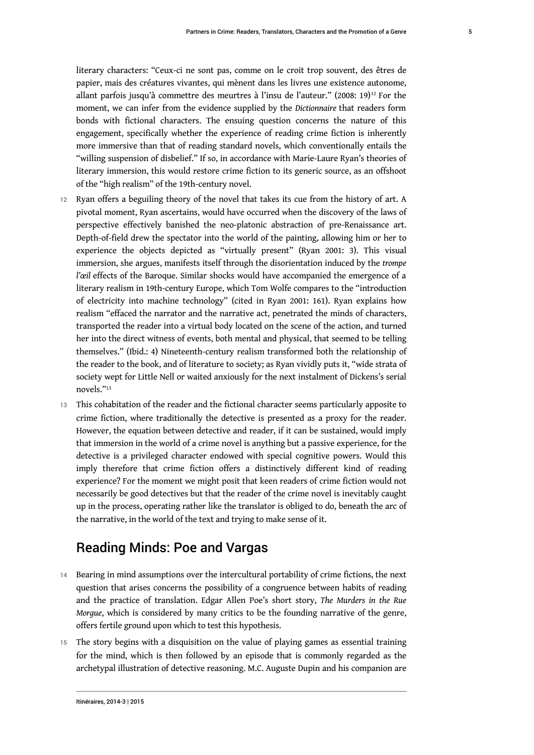literary characters: "Ceux-ci ne sont pas, comme on le croit trop souvent, des êtres de papier, mais des créatures vivantes, qui mènent dans les livres une existence autonome, allant parfois jusqu'à commettre des meurtres à l'insu de l'auteur." (2008: 19)[12] For the moment, we can infer from the evidence supplied by the *Dictionnaire* that readers form bonds with fictional characters. The ensuing question concerns the nature of this engagement, specifically whether the experience of reading crime fiction is inherently more immersive than that of reading standard novels, which conventionally entails the "willing suspension of disbelief." If so, in accordance with Marie-Laure Ryan's theories of literary immersion, this would restore crime fiction to its generic source, as an offshoot of the "high realism" of the 19th-century novel.

12 Ryan offers a beguiling theory of the novel that takes its cue from the history of art. A pivotal moment, Ryan ascertains, would have occurred when the discovery of the laws of perspective effectively banished the neo-platonic abstraction of pre-Renaissance art. Depth-of-field drew the spectator into the world of the painting, allowing him or her to experience the objects depicted as "virtually present" (Ryan 2001: 3). This visual immersion, she argues, manifests itself through the disorientation induced by the *trompe l'œil* effects of the Baroque. Similar shocks would have accompanied the emergence of a literary realism in 19th-century Europe, which Tom Wolfe compares to the "introduction of electricity into machine technology" (cited in Ryan 2001: 161). Ryan explains how realism "effaced the narrator and the narrative act, penetrated the minds of characters, transported the reader into a virtual body located on the scene of the action, and turned her into the direct witness of events, both mental and physical, that seemed to be telling themselves." (Ibid.: 4) Nineteenth-century realism transformed both the relationship of the reader to the book, and of literature to society; as Ryan vividly puts it, "wide strata of society wept for Little Nell or waited anxiously for the next instalment of Dickens's serial novels."[13]

13 This cohabitation of the reader and the fictional character seems particularly apposite to crime fiction, where traditionally the detective is presented as a proxy for the reader. However, the equation between detective and reader, if it can be sustained, would imply that immersion in the world of a crime novel is anything but a passive experience, for the detective is a privileged character endowed with special cognitive powers. Would this imply therefore that crime fiction offers a distinctively different kind of reading experience? For the moment we might posit that keen readers of crime fiction would not necessarily be good detectives but that the reader of the crime novel is inevitably caught up in the process, operating rather like the translator is obliged to do, beneath the arc of the narrative, in the world of the text and trying to make sense of it.

## Reading Minds: Poe and Vargas

14 Bearing in mind assumptions over the intercultural portability of crime fictions, the next question that arises concerns the possibility of a congruence between habits of reading and the practice of translation. Edgar Allen Poe's short story, *The Murders in the Rue Morgue*, which is considered by many critics to be the founding narrative of the genre, offers fertile ground upon which to test this hypothesis.

15 The story begins with a disquisition on the value of playing games as essential training for the mind, which is then followed by an episode that is commonly regarded as the archetypal illustration of detective reasoning. M.C. Auguste Dupin and his companion are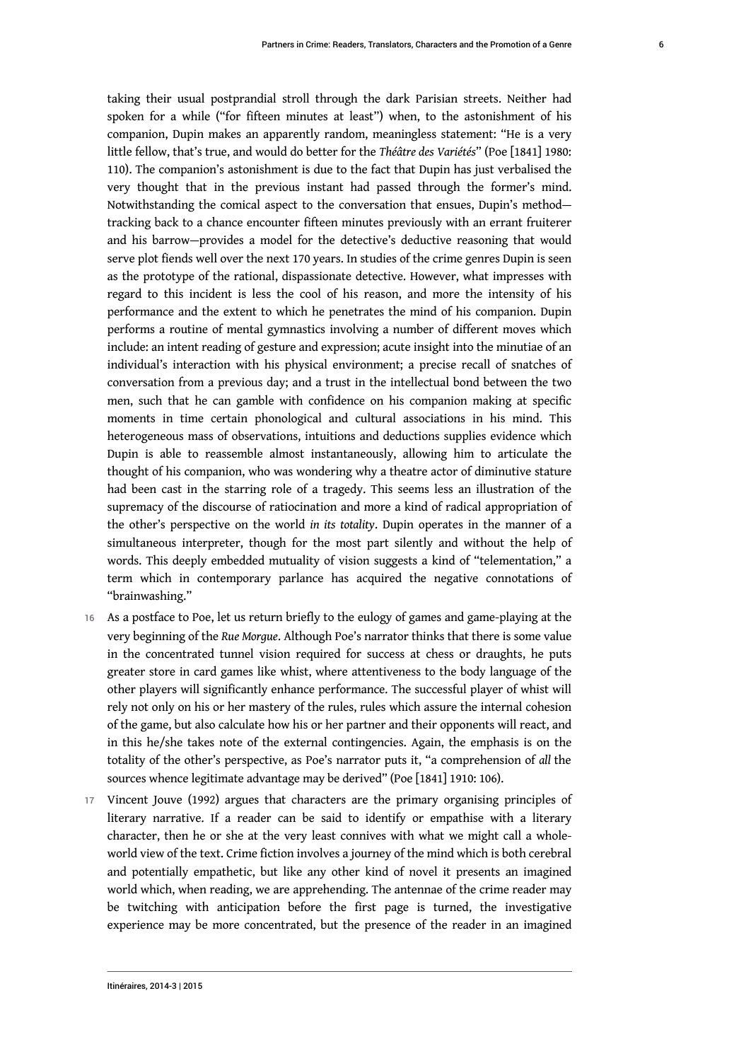taking their usual postprandial stroll through the dark Parisian streets. Neither had spoken for a while ("for fifteen minutes at least") when, to the astonishment of his companion, Dupin makes an apparently random, meaningless statement: "He is a very little fellow, that's true, and would do better for the *Théâtre des Variétés*" (Poe [1841] 1980: 110). The companion's astonishment is due to the fact that Dupin has just verbalised the very thought that in the previous instant had passed through the former's mind. Notwithstanding the comical aspect to the conversation that ensues, Dupin's method—tracking back to a chance encounter fifteen minutes previously with an errant fruiterer and his barrow—provides a model for the detective's deductive reasoning that would serve plot fiends well over the next 170 years. In studies of the crime genres Dupin is seen as the prototype of the rational, dispassionate detective. However, what impresses with regard to this incident is less the cool of his reason, and more the intensity of his performance and the extent to which he penetrates the mind of his companion. Dupin performs a routine of mental gymnastics involving a number of different moves which include: an intent reading of gesture and expression; acute insight into the minutiae of an individual's interaction with his physical environment; a precise recall of snatches of conversation from a previous day; and a trust in the intellectual bond between the two men, such that he can gamble with confidence on his companion making at specific moments in time certain phonological and cultural associations in his mind. This heterogeneous mass of observations, intuitions and deductions supplies evidence which Dupin is able to reassemble almost instantaneously, allowing him to articulate the thought of his companion, who was wondering why a theatre actor of diminutive stature had been cast in the starring role of a tragedy. This seems less an illustration of the supremacy of the discourse of ratiocination and more a kind of radical appropriation of the other's perspective on the world *in its totality*. Dupin operates in the manner of a simultaneous interpreter, though for the most part silently and without the help of words. This deeply embedded mutuality of vision suggests a kind of "telementation," a term which in contemporary parlance has acquired the negative connotations of "brainwashing."

16 As a postface to Poe, let us return briefly to the eulogy of games and game-playing at the very beginning of the *Rue Morgue*. Although Poe's narrator thinks that there is some value in the concentrated tunnel vision required for success at chess or draughts, he puts greater store in card games like whist, where attentiveness to the body language of the other players will significantly enhance performance. The successful player of whist will rely not only on his or her mastery of the rules, rules which assure the internal cohesion of the game, but also calculate how his or her partner and their opponents will react, and in this he/she takes note of the external contingencies. Again, the emphasis is on the totality of the other's perspective, as Poe's narrator puts it, "a comprehension of *all* the sources whence legitimate advantage may be derived" (Poe [1841] 1910: 106).

17 Vincent Jouve (1992) argues that characters are the primary organising principles of literary narrative. If a reader can be said to identify or empathise with a literary character, then he or she at the very least connives with what we might call a whole-world view of the text. Crime fiction involves a journey of the mind which is both cerebral and potentially empathetic, but like any other kind of novel it presents an imagined world which, when reading, we are apprehending. The antennae of the crime reader may be twitching with anticipation before the first page is turned, the investigative experience may be more concentrated, but the presence of the reader in an imagined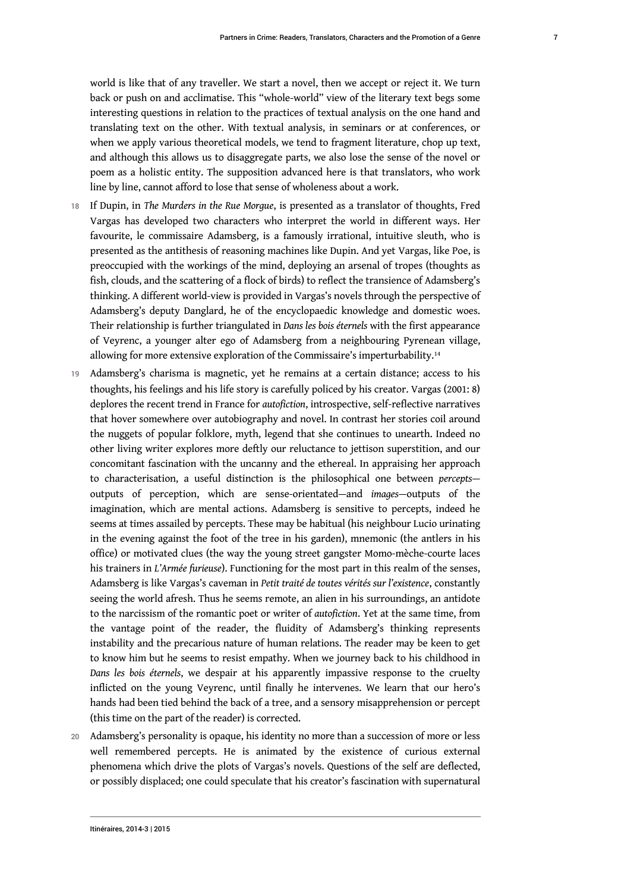world is like that of any traveller. We start a novel, then we accept or reject it. We turn back or push on and acclimatise. This "whole-world" view of the literary text begs some interesting questions in relation to the practices of textual analysis on the one hand and translating text on the other. With textual analysis, in seminars or at conferences, or when we apply various theoretical models, we tend to fragment literature, chop up text, and although this allows us to disaggregate parts, we also lose the sense of the novel or poem as a holistic entity. The supposition advanced here is that translators, who work line by line, cannot afford to lose that sense of wholeness about a work.

18 If Dupin, in *The Murders in the Rue Morgue*, is presented as a translator of thoughts, Fred Vargas has developed two characters who interpret the world in different ways. Her favourite, le commissaire Adamsberg, is a famously irrational, intuitive sleuth, who is presented as the antithesis of reasoning machines like Dupin. And yet Vargas, like Poe, is preoccupied with the workings of the mind, deploying an arsenal of tropes (thoughts as fish, clouds, and the scattering of a flock of birds) to reflect the transience of Adamsberg's thinking. A different world-view is provided in Vargas's novels through the perspective of Adamsberg's deputy Danglard, he of the encyclopaedic knowledge and domestic woes. Their relationship is further triangulated in *Dans les bois éternels* with the first appearance of Veyrenc, a younger alter ego of Adamsberg from a neighbouring Pyrenean village, allowing for more extensive exploration of the Commissaire's imperturbability.[14]

19 Adamsberg's charisma is magnetic, yet he remains at a certain distance; access to his thoughts, his feelings and his life story is carefully policed by his creator. Vargas (2001: 8) deplores the recent trend in France for *autofiction*, introspective, self-reflective narratives that hover somewhere over autobiography and novel. In contrast her stories coil around the nuggets of popular folklore, myth, legend that she continues to unearth. Indeed no other living writer explores more deftly our reluctance to jettison superstition, and our concomitant fascination with the uncanny and the ethereal. In appraising her approach to characterisation, a useful distinction is the philosophical one between *percepts*—outputs of perception, which are sense-orientated—and *images*—outputs of the imagination, which are mental actions. Adamsberg is sensitive to percepts, indeed he seems at times assailed by percepts. These may be habitual (his neighbour Lucio urinating in the evening against the foot of the tree in his garden), mnemonic (the antlers in his office) or motivated clues (the way the young street gangster Momo-mèche-courte laces his trainers in *L'Armée furieuse*). Functioning for the most part in this realm of the senses, Adamsberg is like Vargas's caveman in *Petit traité de toutes vérités sur l'existence*, constantly seeing the world afresh. Thus he seems remote, an alien in his surroundings, an antidote to the narcissism of the romantic poet or writer of *autofiction*. Yet at the same time, from the vantage point of the reader, the fluidity of Adamsberg's thinking represents instability and the precarious nature of human relations. The reader may be keen to get to know him but he seems to resist empathy. When we journey back to his childhood in *Dans les bois éternels*, we despair at his apparently impassive response to the cruelty inflicted on the young Veyrenc, until finally he intervenes. We learn that our hero's hands had been tied behind the back of a tree, and a sensory misapprehension or percept (this time on the part of the reader) is corrected.

20 Adamsberg's personality is opaque, his identity no more than a succession of more or less well remembered percepts. He is animated by the existence of curious external phenomena which drive the plots of Vargas's novels. Questions of the self are deflected, or possibly displaced; one could speculate that his creator's fascination with supernatural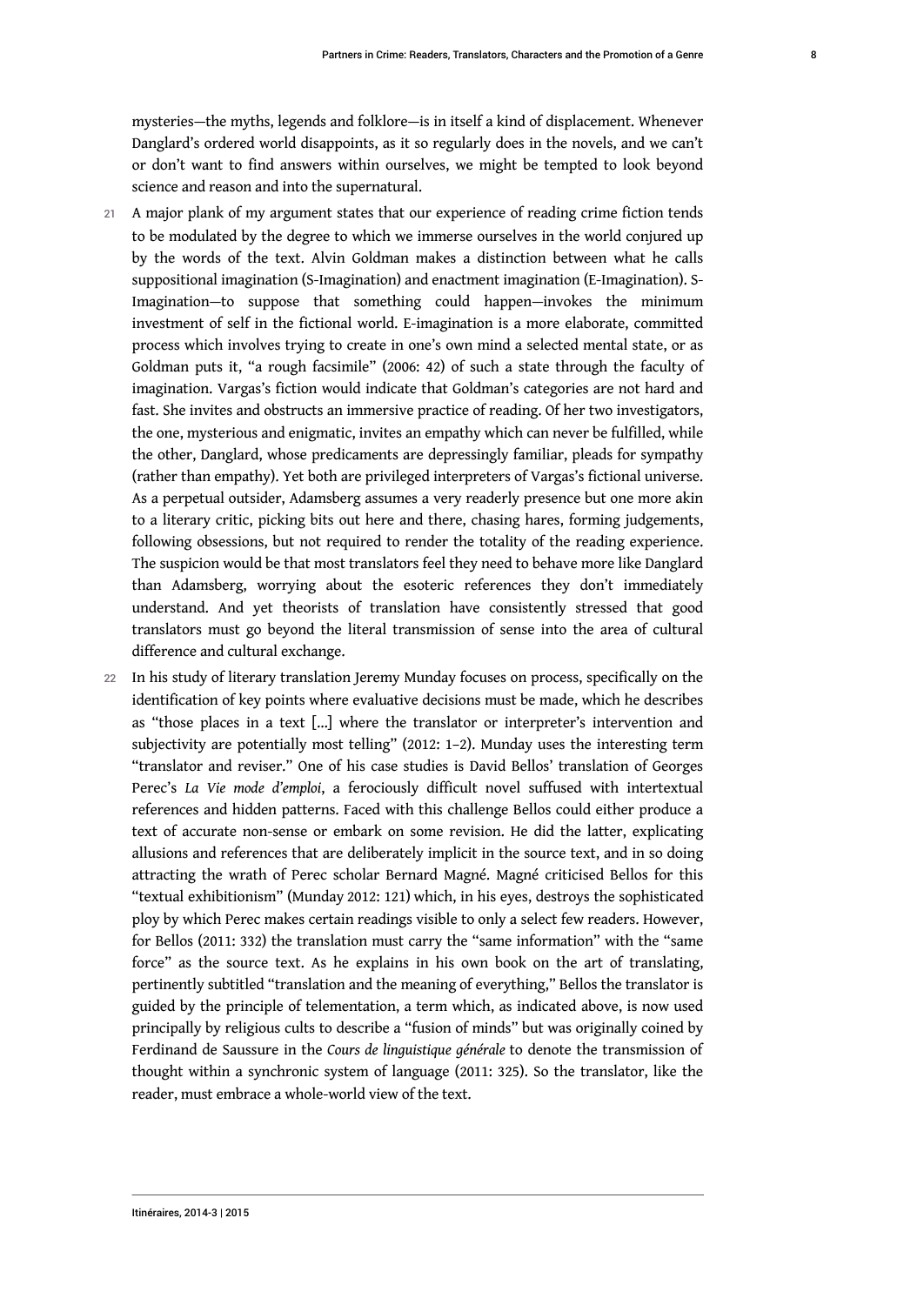mysteries—the myths, legends and folklore—is in itself a kind of displacement. Whenever Danglard's ordered world disappoints, as it so regularly does in the novels, and we can't or don't want to find answers within ourselves, we might be tempted to look beyond science and reason and into the supernatural.

21 A major plank of my argument states that our experience of reading crime fiction tends to be modulated by the degree to which we immerse ourselves in the world conjured up by the words of the text. Alvin Goldman makes a distinction between what he calls suppositional imagination (S-Imagination) and enactment imagination (E-Imagination). S-Imagination—to suppose that something could happen—invokes the minimum investment of self in the fictional world. E-imagination is a more elaborate, committed process which involves trying to create in one's own mind a selected mental state, or as Goldman puts it, "a rough facsimile" (2006: 42) of such a state through the faculty of imagination. Vargas's fiction would indicate that Goldman's categories are not hard and fast. She invites and obstructs an immersive practice of reading. Of her two investigators, the one, mysterious and enigmatic, invites an empathy which can never be fulfilled, while the other, Danglard, whose predicaments are depressingly familiar, pleads for sympathy (rather than empathy). Yet both are privileged interpreters of Vargas's fictional universe. As a perpetual outsider, Adamsberg assumes a very readerly presence but one more akin to a literary critic, picking bits out here and there, chasing hares, forming judgements, following obsessions, but not required to render the totality of the reading experience. The suspicion would be that most translators feel they need to behave more like Danglard than Adamsberg, worrying about the esoteric references they don't immediately understand. And yet theorists of translation have consistently stressed that good translators must go beyond the literal transmission of sense into the area of cultural difference and cultural exchange.

22 In his study of literary translation Jeremy Munday focuses on process, specifically on the identification of key points where evaluative decisions must be made, which he describes as "those places in a text [...] where the translator or interpreter's intervention and subjectivity are potentially most telling" (2012: 1–2). Munday uses the interesting term "translator and reviser." One of his case studies is David Bellos' translation of Georges Perec's *La Vie mode d'emploi*, a ferociously difficult novel suffused with intertextual references and hidden patterns. Faced with this challenge Bellos could either produce a text of accurate non-sense or embark on some revision. He did the latter, explicating allusions and references that are deliberately implicit in the source text, and in so doing attracting the wrath of Perec scholar Bernard Magné. Magné criticised Bellos for this "textual exhibitionism" (Munday 2012: 121) which, in his eyes, destroys the sophisticated ploy by which Perec makes certain readings visible to only a select few readers. However, for Bellos (2011: 332) the translation must carry the "same information" with the "same force" as the source text. As he explains in his own book on the art of translating, pertinently subtitled "translation and the meaning of everything," Bellos the translator is guided by the principle of telementation, a term which, as indicated above, is now used principally by religious cults to describe a "fusion of minds" but was originally coined by Ferdinand de Saussure in the *Cours de linguistique générale* to denote the transmission of thought within a synchronic system of language (2011: 325). So the translator, like the reader, must embrace a whole-world view of the text.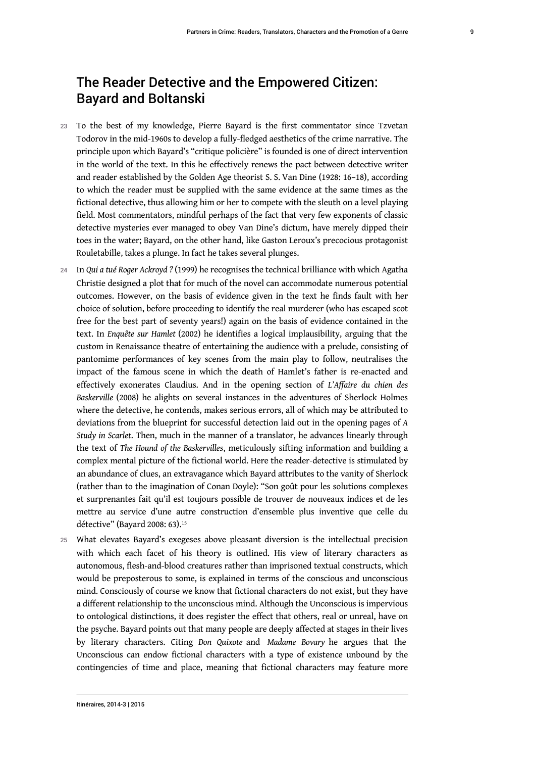## The Reader Detective and the Empowered Citizen: Bayard and Boltanski

23 To the best of my knowledge, Pierre Bayard is the first commentator since Tzvetan Todorov in the mid-1960s to develop a fully-fledged aesthetics of the crime narrative. The principle upon which Bayard's "critique policière" is founded is one of direct intervention in the world of the text. In this he effectively renews the pact between detective writer and reader established by the Golden Age theorist S. S. Van Dine (1928: 16–18), according to which the reader must be supplied with the same evidence at the same times as the fictional detective, thus allowing him or her to compete with the sleuth on a level playing field. Most commentators, mindful perhaps of the fact that very few exponents of classic detective mysteries ever managed to obey Van Dine's dictum, have merely dipped their toes in the water; Bayard, on the other hand, like Gaston Leroux's precocious protagonist Rouletabille, takes a plunge. In fact he takes several plunges.

24 In *Qui a tué Roger Ackroyd ?* (1999) he recognises the technical brilliance with which Agatha Christie designed a plot that for much of the novel can accommodate numerous potential outcomes. However, on the basis of evidence given in the text he finds fault with her choice of solution, before proceeding to identify the real murderer (who has escaped scot free for the best part of seventy years!) again on the basis of evidence contained in the text. In *Enquête sur Hamlet* (2002) he identifies a logical implausibility, arguing that the custom in Renaissance theatre of entertaining the audience with a prelude, consisting of pantomime performances of key scenes from the main play to follow, neutralises the impact of the famous scene in which the death of Hamlet's father is re-enacted and effectively exonerates Claudius. And in the opening section of *L'Affaire du chien des Baskerville* (2008) he alights on several instances in the adventures of Sherlock Holmes where the detective, he contends, makes serious errors, all of which may be attributed to deviations from the blueprint for successful detection laid out in the opening pages of *A Study in Scarlet*. Then, much in the manner of a translator, he advances linearly through the text of *The Hound of the Baskervilles*, meticulously sifting information and building a complex mental picture of the fictional world. Here the reader-detective is stimulated by an abundance of clues, an extravagance which Bayard attributes to the vanity of Sherlock (rather than to the imagination of Conan Doyle): "Son goût pour les solutions complexes et surprenantes fait qu'il est toujours possible de trouver de nouveaux indices et de les mettre au service d'une autre construction d'ensemble plus inventive que celle du détective" (Bayard 2008: 63).[15]

25 What elevates Bayard's exegeses above pleasant diversion is the intellectual precision with which each facet of his theory is outlined. His view of literary characters as autonomous, flesh-and-blood creatures rather than imprisoned textual constructs, which would be preposterous to some, is explained in terms of the conscious and unconscious mind. Consciously of course we know that fictional characters do not exist, but they have a different relationship to the unconscious mind. Although the Unconscious is impervious to ontological distinctions, it does register the effect that others, real or unreal, have on the psyche. Bayard points out that many people are deeply affected at stages in their lives by literary characters. Citing *Don Quixote* and *Madame Bovary* he argues that the Unconscious can endow fictional characters with a type of existence unbound by the contingencies of time and place, meaning that fictional characters may feature more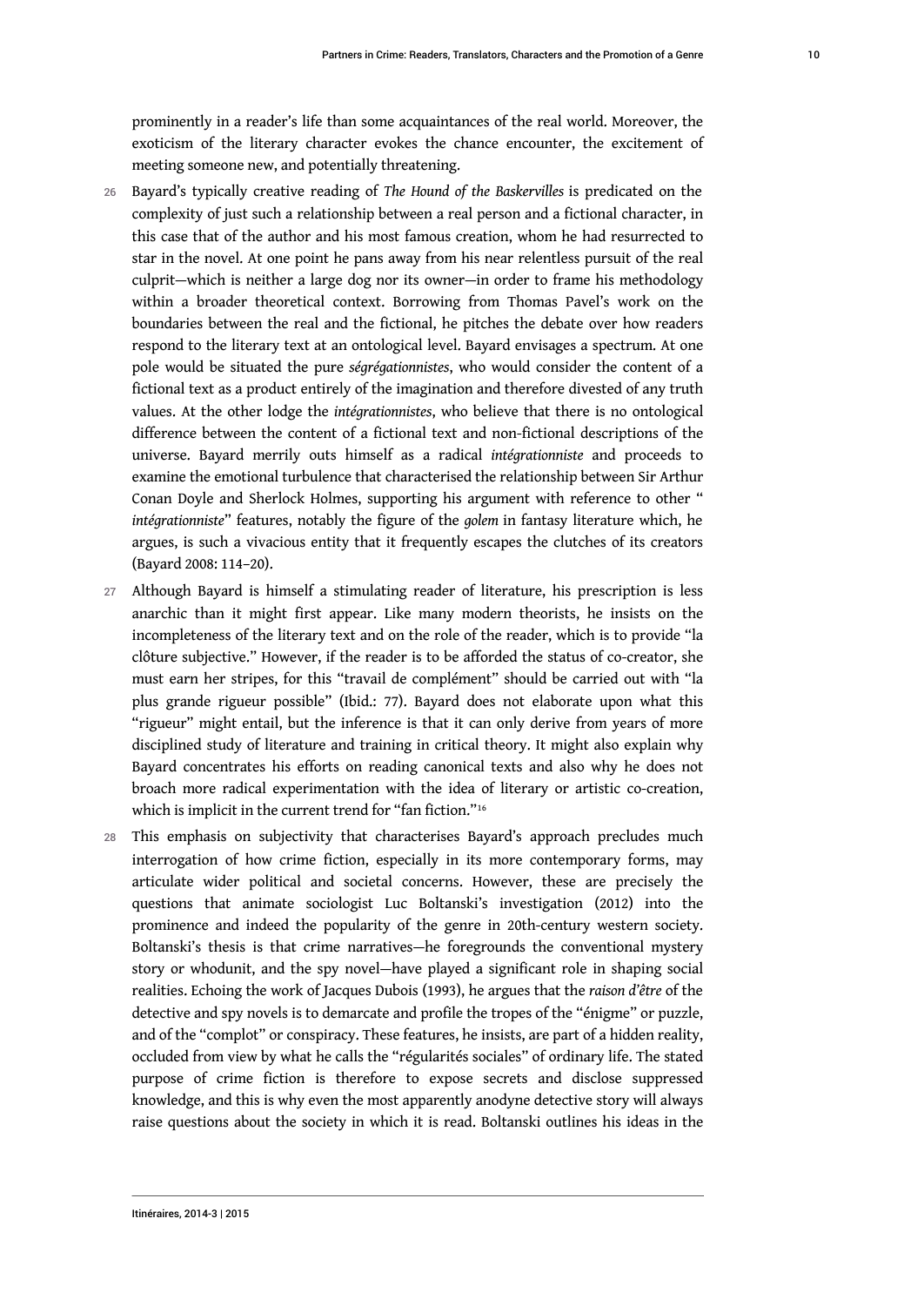prominently in a reader's life than some acquaintances of the real world. Moreover, the exoticism of the literary character evokes the chance encounter, the excitement of meeting someone new, and potentially threatening.

26 Bayard's typically creative reading of *The Hound of the Baskervilles* is predicated on the complexity of just such a relationship between a real person and a fictional character, in this case that of the author and his most famous creation, whom he had resurrected to star in the novel. At one point he pans away from his near relentless pursuit of the real culprit—which is neither a large dog nor its owner—in order to frame his methodology within a broader theoretical context. Borrowing from Thomas Pavel's work on the boundaries between the real and the fictional, he pitches the debate over how readers respond to the literary text at an ontological level. Bayard envisages a spectrum. At one pole would be situated the pure *ségrégationnistes*, who would consider the content of a fictional text as a product entirely of the imagination and therefore divested of any truth values. At the other lodge the *intégrationnistes*, who believe that there is no ontological difference between the content of a fictional text and non-fictional descriptions of the universe. Bayard merrily outs himself as a radical *intégrationniste* and proceeds to examine the emotional turbulence that characterised the relationship between Sir Arthur Conan Doyle and Sherlock Holmes, supporting his argument with reference to other "*intégrationniste*" features, notably the figure of the *golem* in fantasy literature which, he argues, is such a vivacious entity that it frequently escapes the clutches of its creators (Bayard 2008: 114–20).

27 Although Bayard is himself a stimulating reader of literature, his prescription is less anarchic than it might first appear. Like many modern theorists, he insists on the incompleteness of the literary text and on the role of the reader, which is to provide "la clôture subjective." However, if the reader is to be afforded the status of co-creator, she must earn her stripes, for this "travail de complément" should be carried out with "la plus grande rigueur possible" (Ibid.: 77). Bayard does not elaborate upon what this "rigueur" might entail, but the inference is that it can only derive from years of more disciplined study of literature and training in critical theory. It might also explain why Bayard concentrates his efforts on reading canonical texts and also why he does not broach more radical experimentation with the idea of literary or artistic co-creation, which is implicit in the current trend for "fan fiction."[16]

28 This emphasis on subjectivity that characterises Bayard's approach precludes much interrogation of how crime fiction, especially in its more contemporary forms, may articulate wider political and societal concerns. However, these are precisely the questions that animate sociologist Luc Boltanski's investigation (2012) into the prominence and indeed the popularity of the genre in 20th-century western society. Boltanski's thesis is that crime narratives—he foregrounds the conventional mystery story or whodunit, and the spy novel—have played a significant role in shaping social realities. Echoing the work of Jacques Dubois (1993), he argues that the *raison d'être* of the detective and spy novels is to demarcate and profile the tropes of the "énigme" or puzzle, and of the "complot" or conspiracy. These features, he insists, are part of a hidden reality, occluded from view by what he calls the "régularités sociales" of ordinary life. The stated purpose of crime fiction is therefore to expose secrets and disclose suppressed knowledge, and this is why even the most apparently anodyne detective story will always raise questions about the society in which it is read. Boltanski outlines his ideas in the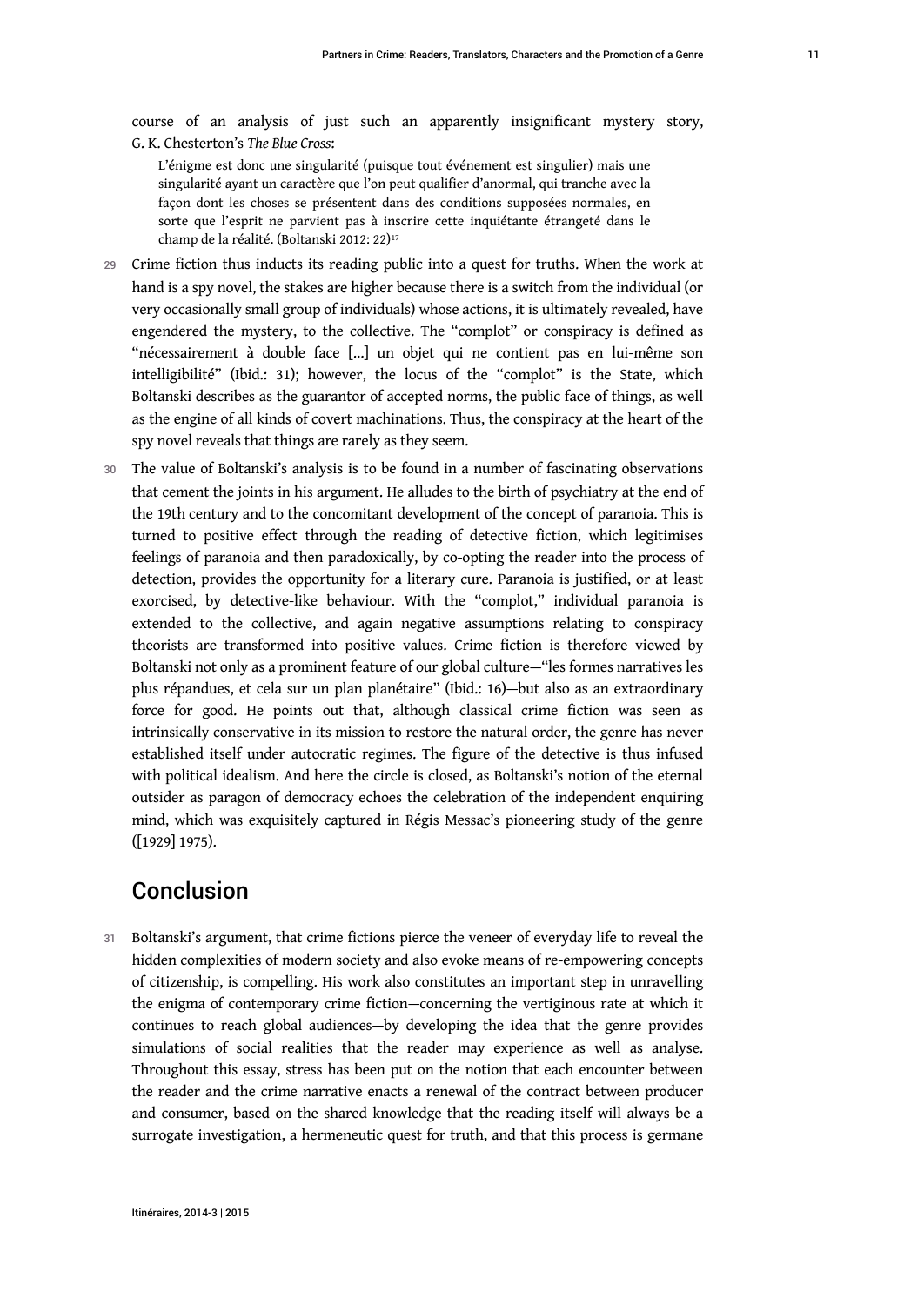course of an analysis of just such an apparently insignificant mystery story, G. K. Chesterton's *The Blue Cross*:

> L'énigme est donc une singularité (puisque tout événement est singulier) mais une singularité ayant un caractère que l'on peut qualifier d'anormal, qui tranche avec la façon dont les choses se présentent dans des conditions supposées normales, en sorte que l'esprit ne parvient pas à inscrire cette inquiétante étrangeté dans le champ de la réalité. (Boltanski 2012: 22)[17]

29 Crime fiction thus inducts its reading public into a quest for truths. When the work at hand is a spy novel, the stakes are higher because there is a switch from the individual (or very occasionally small group of individuals) whose actions, it is ultimately revealed, have engendered the mystery, to the collective. The "complot" or conspiracy is defined as "nécessairement à double face [...] un objet qui ne contient pas en lui-même son intelligibilité" (Ibid.: 31); however, the locus of the "complot" is the State, which Boltanski describes as the guarantor of accepted norms, the public face of things, as well as the engine of all kinds of covert machinations. Thus, the conspiracy at the heart of the spy novel reveals that things are rarely as they seem.

30 The value of Boltanski's analysis is to be found in a number of fascinating observations that cement the joints in his argument. He alludes to the birth of psychiatry at the end of the 19th century and to the concomitant development of the concept of paranoia. This is turned to positive effect through the reading of detective fiction, which legitimises feelings of paranoia and then paradoxically, by co-opting the reader into the process of detection, provides the opportunity for a literary cure. Paranoia is justified, or at least exorcised, by detective-like behaviour. With the "complot," individual paranoia is extended to the collective, and again negative assumptions relating to conspiracy theorists are transformed into positive values. Crime fiction is therefore viewed by Boltanski not only as a prominent feature of our global culture—"les formes narratives les plus répandues, et cela sur un plan planétaire" (Ibid.: 16)—but also as an extraordinary force for good. He points out that, although classical crime fiction was seen as intrinsically conservative in its mission to restore the natural order, the genre has never established itself under autocratic regimes. The figure of the detective is thus infused with political idealism. And here the circle is closed, as Boltanski's notion of the eternal outsider as paragon of democracy echoes the celebration of the independent enquiring mind, which was exquisitely captured in Régis Messac's pioneering study of the genre ([1929] 1975).

## Conclusion

31 Boltanski's argument, that crime fictions pierce the veneer of everyday life to reveal the hidden complexities of modern society and also evoke means of re-empowering concepts of citizenship, is compelling. His work also constitutes an important step in unravelling the enigma of contemporary crime fiction—concerning the vertiginous rate at which it continues to reach global audiences—by developing the idea that the genre provides simulations of social realities that the reader may experience as well as analyse. Throughout this essay, stress has been put on the notion that each encounter between the reader and the crime narrative enacts a renewal of the contract between producer and consumer, based on the shared knowledge that the reading itself will always be a surrogate investigation, a hermeneutic quest for truth, and that this process is germane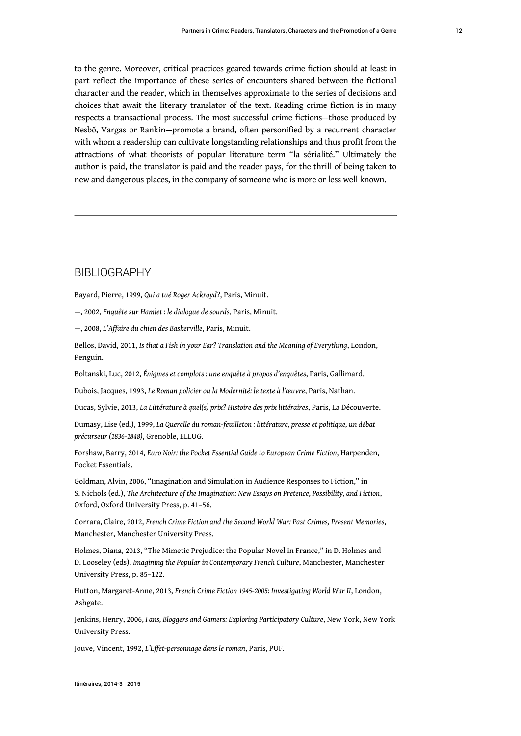to the genre. Moreover, critical practices geared towards crime fiction should at least in part reflect the importance of these series of encounters shared between the fictional character and the reader, which in themselves approximate to the series of decisions and choices that await the literary translator of the text. Reading crime fiction is in many respects a transactional process. The most successful crime fictions—those produced by Nesbǿ, Vargas or Rankin—promote a brand, often personified by a recurrent character with whom a readership can cultivate longstanding relationships and thus profit from the attractions of what theorists of popular literature term "la sérialité." Ultimately the author is paid, the translator is paid and the reader pays, for the thrill of being taken to new and dangerous places, in the company of someone who is more or less well known.

---

## BIBLIOGRAPHY

Bayard, Pierre, 1999, *Qui a tué Roger Ackroyd?*, Paris, Minuit.

—, 2002, *Enquête sur Hamlet : le dialogue de sourds*, Paris, Minuit.

—, 2008, *L'Affaire du chien des Baskerville*, Paris, Minuit.

Bellos, David, 2011, *Is that a Fish in your Ear? Translation and the Meaning of Everything*, London, Penguin.

Boltanski, Luc, 2012, *Énigmes et complots : une enquête à propos d'enquêtes*, Paris, Gallimard.

Dubois, Jacques, 1993, *Le Roman policier ou la Modernité: le texte à l'œuvre*, Paris, Nathan.

Ducas, Sylvie, 2013, *La Littérature à quel(s) prix? Histoire des prix littéraires*, Paris, La Découverte.

Dumasy, Lise (ed.), 1999, *La Querelle du roman-feuilleton : littérature, presse et politique, un débat précurseur (1836-1848)*, Grenoble, ELLUG.

Forshaw, Barry, 2014, *Euro Noir: the Pocket Essential Guide to European Crime Fiction*, Harpenden, Pocket Essentials.

Goldman, Alvin, 2006, "Imagination and Simulation in Audience Responses to Fiction," in S. Nichols (ed.), *The Architecture of the Imagination: New Essays on Pretence, Possibility, and Fiction*, Oxford, Oxford University Press, p. 41–56.

Gorrara, Claire, 2012, *French Crime Fiction and the Second World War: Past Crimes, Present Memories*, Manchester, Manchester University Press.

Holmes, Diana, 2013, "The Mimetic Prejudice: the Popular Novel in France," in D. Holmes and D. Looseley (eds), *Imagining the Popular in Contemporary French Culture*, Manchester, Manchester University Press, p. 85–122.

Hutton, Margaret-Anne, 2013, *French Crime Fiction 1945-2005: Investigating World War II*, London, Ashgate.

Jenkins, Henry, 2006, *Fans, Bloggers and Gamers: Exploring Participatory Culture*, New York, New York University Press.

Jouve, Vincent, 1992, *L'Effet-personnage dans le roman*, Paris, PUF.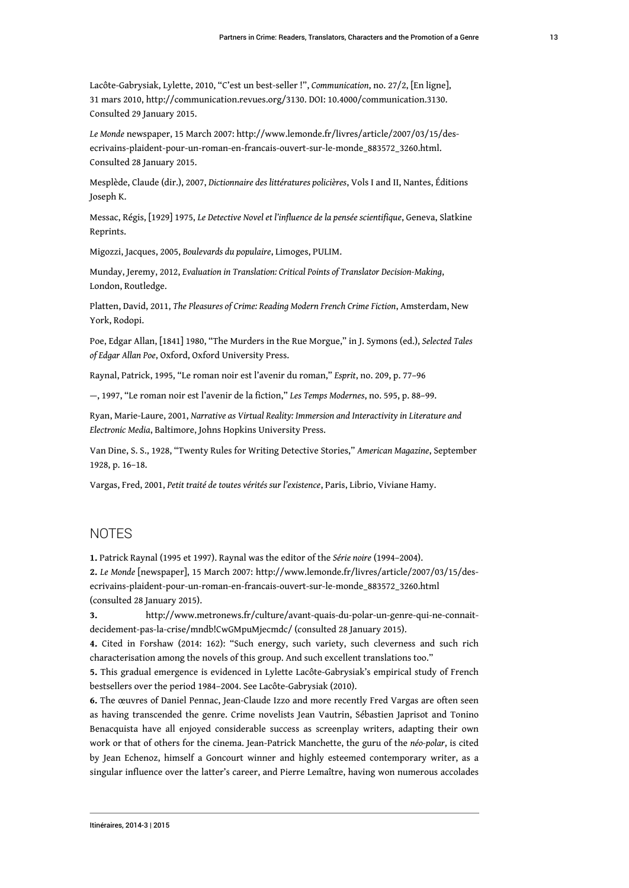Lacôte-Gabrysiak, Lylette, 2010, “C’est un best-seller !”, *Communication*, no. 27/2, [En ligne], 31 mars 2010, http://communication.revues.org/3130. DOI: 10.4000/communication.3130. Consulted 29 January 2015.

*Le Monde* newspaper, 15 March 2007: http://www.lemonde.fr/livres/article/2007/03/15/des-ecrivains-plaident-pour-un-roman-en-francais-ouvert-sur-le-monde_883572_3260.html. Consulted 28 January 2015.

Mesplède, Claude (dir.), 2007, *Dictionnaire des littératures policières*, Vols I and II, Nantes, Éditions Joseph K.

Messac, Régis, [1929] 1975, *Le Detective Novel et l’influence de la pensée scientifique*, Geneva, Slatkine Reprints.

Migozzi, Jacques, 2005, *Boulevards du populaire*, Limoges, PULIM.

Munday, Jeremy, 2012, *Evaluation in Translation: Critical Points of Translator Decision-Making*, London, Routledge.

Platten, David, 2011, *The Pleasures of Crime: Reading Modern French Crime Fiction*, Amsterdam, New York, Rodopi.

Poe, Edgar Allan, [1841] 1980, “The Murders in the Rue Morgue,” in J. Symons (ed.), *Selected Tales of Edgar Allan Poe*, Oxford, Oxford University Press.

Raynal, Patrick, 1995, “Le roman noir est l’avenir du roman,” *Esprit*, no. 209, p. 77–96

—, 1997, “Le roman noir est l’avenir de la fiction,” *Les Temps Modernes*, no. 595, p. 88–99.

Ryan, Marie-Laure, 2001, *Narrative as Virtual Reality: Immersion and Interactivity in Literature and Electronic Media*, Baltimore, Johns Hopkins University Press.

Van Dine, S. S., 1928, “Twenty Rules for Writing Detective Stories,” *American Magazine*, September 1928, p. 16–18.

Vargas, Fred, 2001, *Petit traité de toutes vérités sur l’existence*, Paris, Librio, Viviane Hamy.

## NOTES

**1.** Patrick Raynal (1995 et 1997). Raynal was the editor of the *Série noire* (1994–2004).

**2.** *Le Monde* [newspaper], 15 March 2007: http://www.lemonde.fr/livres/article/2007/03/15/des-ecrivains-plaident-pour-un-roman-en-francais-ouvert-sur-le-monde_883572_3260.html (consulted 28 January 2015).

**3.** http://www.metronews.fr/culture/avant-quais-du-polar-un-genre-qui-ne-connait-decidement-pas-la-crise/mndb!CwGMpuMjecmdc/ (consulted 28 January 2015).

**4.** Cited in Forshaw (2014: 162): “Such energy, such variety, such cleverness and such rich characterisation among the novels of this group. And such excellent translations too.”

**5.** This gradual emergence is evidenced in Lylette Lacôte-Gabrysiak’s empirical study of French bestsellers over the period 1984–2004. See Lacôte-Gabrysiak (2010).

**6.** The œuvres of Daniel Pennac, Jean-Claude Izzo and more recently Fred Vargas are often seen as having transcended the genre. Crime novelists Jean Vautrin, Sébastien Japrisot and Tonino Benacquista have all enjoyed considerable success as screenplay writers, adapting their own work or that of others for the cinema. Jean-Patrick Manchette, the guru of the *néo-polar*, is cited by Jean Echenoz, himself a Goncourt winner and highly esteemed contemporary writer, as a singular influence over the latter’s career, and Pierre Lemaître, having won numerous accolades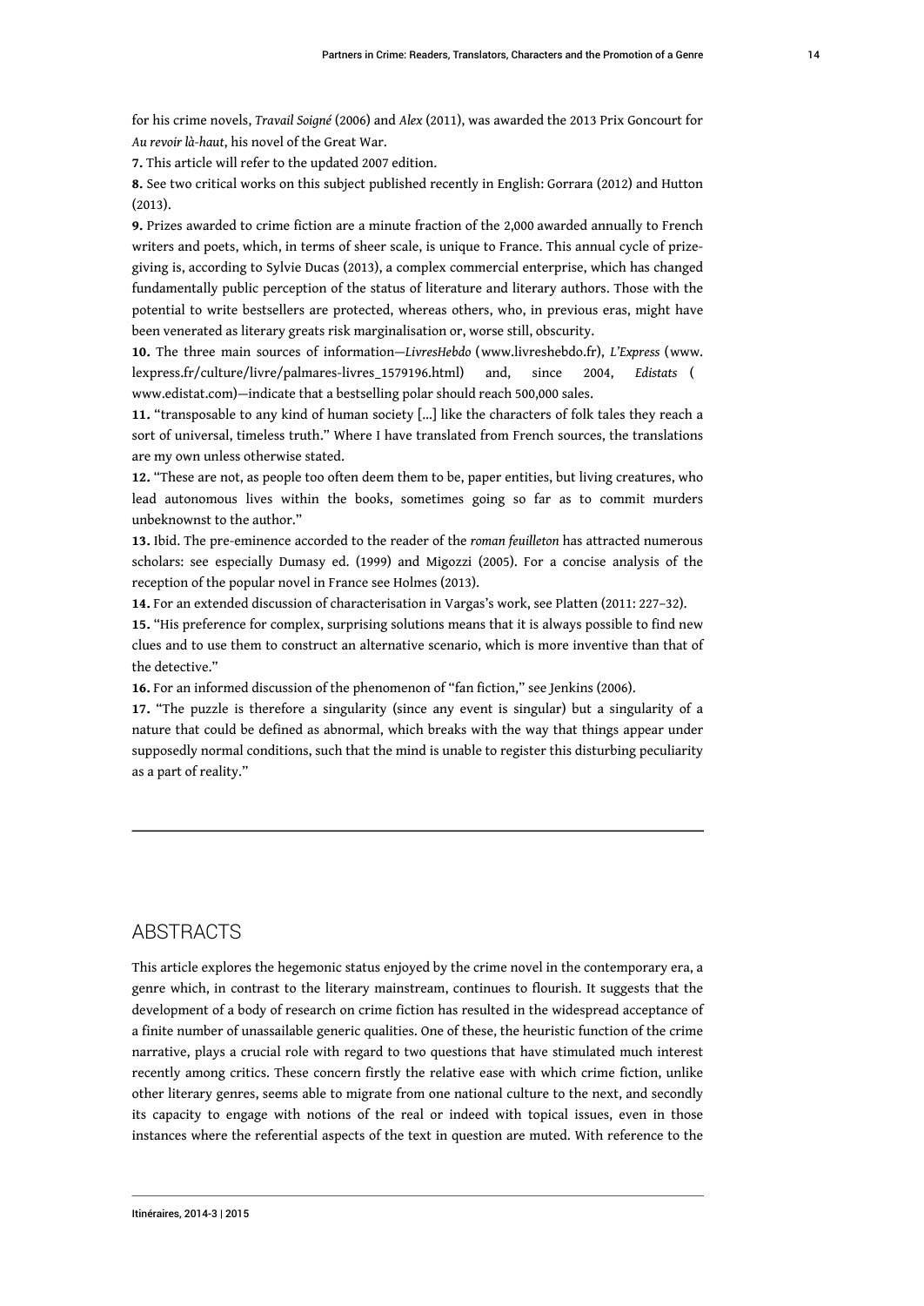for his crime novels, *Travail Soigné* (2006) and *Alex* (2011), was awarded the 2013 Prix Goncourt for *Au revoir là-haut*, his novel of the Great War.

**7.** This article will refer to the updated 2007 edition.

**8.** See two critical works on this subject published recently in English: Gorrara (2012) and Hutton (2013).

**9.** Prizes awarded to crime fiction are a minute fraction of the 2,000 awarded annually to French writers and poets, which, in terms of sheer scale, is unique to France. This annual cycle of prize-giving is, according to Sylvie Ducas (2013), a complex commercial enterprise, which has changed fundamentally public perception of the status of literature and literary authors. Those with the potential to write bestsellers are protected, whereas others, who, in previous eras, might have been venerated as literary greats risk marginalisation or, worse still, obscurity.

**10.** The three main sources of information—*LivresHebdo* (www.livreshebdo.fr), *L'Express* (www.lexpress.fr/culture/livre/palmares-livres_1579196.html) and, since 2004, *Edistats* (www.edistat.com)—indicate that a bestselling polar should reach 500,000 sales.

**11.** "transposable to any kind of human society [...] like the characters of folk tales they reach a sort of universal, timeless truth." Where I have translated from French sources, the translations are my own unless otherwise stated.

**12.** "These are not, as people too often deem them to be, paper entities, but living creatures, who lead autonomous lives within the books, sometimes going so far as to commit murders unbeknownst to the author."

**13.** Ibid. The pre-eminence accorded to the reader of the *roman feuilleton* has attracted numerous scholars: see especially Dumasy ed. (1999) and Migozzi (2005). For a concise analysis of the reception of the popular novel in France see Holmes (2013).

**14.** For an extended discussion of characterisation in Vargas's work, see Platten (2011: 227–32).

**15.** "His preference for complex, surprising solutions means that it is always possible to find new clues and to use them to construct an alternative scenario, which is more inventive than that of the detective."

**16.** For an informed discussion of the phenomenon of "fan fiction," see Jenkins (2006).

**17.** "The puzzle is therefore a singularity (since any event is singular) but a singularity of a nature that could be defined as abnormal, which breaks with the way that things appear under supposedly normal conditions, such that the mind is unable to register this disturbing peculiarity as a part of reality."

## ABSTRACTS

This article explores the hegemonic status enjoyed by the crime novel in the contemporary era, a genre which, in contrast to the literary mainstream, continues to flourish. It suggests that the development of a body of research on crime fiction has resulted in the widespread acceptance of a finite number of unassailable generic qualities. One of these, the heuristic function of the crime narrative, plays a crucial role with regard to two questions that have stimulated much interest recently among critics. These concern firstly the relative ease with which crime fiction, unlike other literary genres, seems able to migrate from one national culture to the next, and secondly its capacity to engage with notions of the real or indeed with topical issues, even in those instances where the referential aspects of the text in question are muted. With reference to the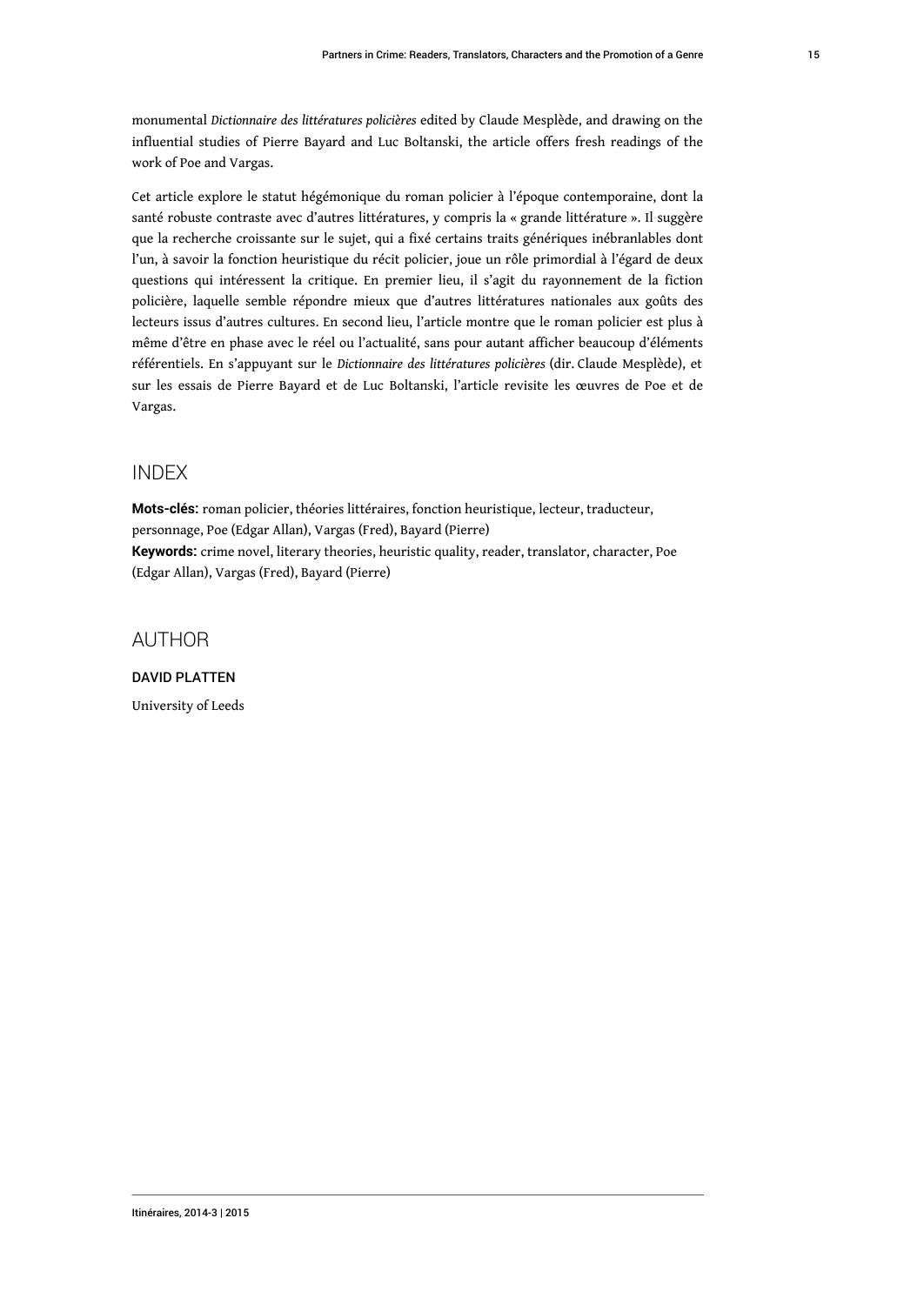monumental *Dictionnaire des littératures policières* edited by Claude Mesplède, and drawing on the influential studies of Pierre Bayard and Luc Boltanski, the article offers fresh readings of the work of Poe and Vargas.

Cet article explore le statut hégémonique du roman policier à l'époque contemporaine, dont la santé robuste contraste avec d'autres littératures, y compris la « grande littérature ». Il suggère que la recherche croissante sur le sujet, qui a fixé certains traits génériques inébranlables dont l'un, à savoir la fonction heuristique du récit policier, joue un rôle primordial à l'égard de deux questions qui intéressent la critique. En premier lieu, il s'agit du rayonnement de la fiction policière, laquelle semble répondre mieux que d'autres littératures nationales aux goûts des lecteurs issus d'autres cultures. En second lieu, l'article montre que le roman policier est plus à même d'être en phase avec le réel ou l'actualité, sans pour autant afficher beaucoup d'éléments référentiels. En s'appuyant sur le *Dictionnaire des littératures policières* (dir. Claude Mesplède), et sur les essais de Pierre Bayard et de Luc Boltanski, l'article revisite les œuvres de Poe et de Vargas.

## INDEX

**Mots-clés:** roman policier, théories littéraires, fonction heuristique, lecteur, traducteur, personnage, Poe (Edgar Allan), Vargas (Fred), Bayard (Pierre)
**Keywords:** crime novel, literary theories, heuristic quality, reader, translator, character, Poe (Edgar Allan), Vargas (Fred), Bayard (Pierre)

## AUTHOR

### DAVID PLATTEN

University of Leeds